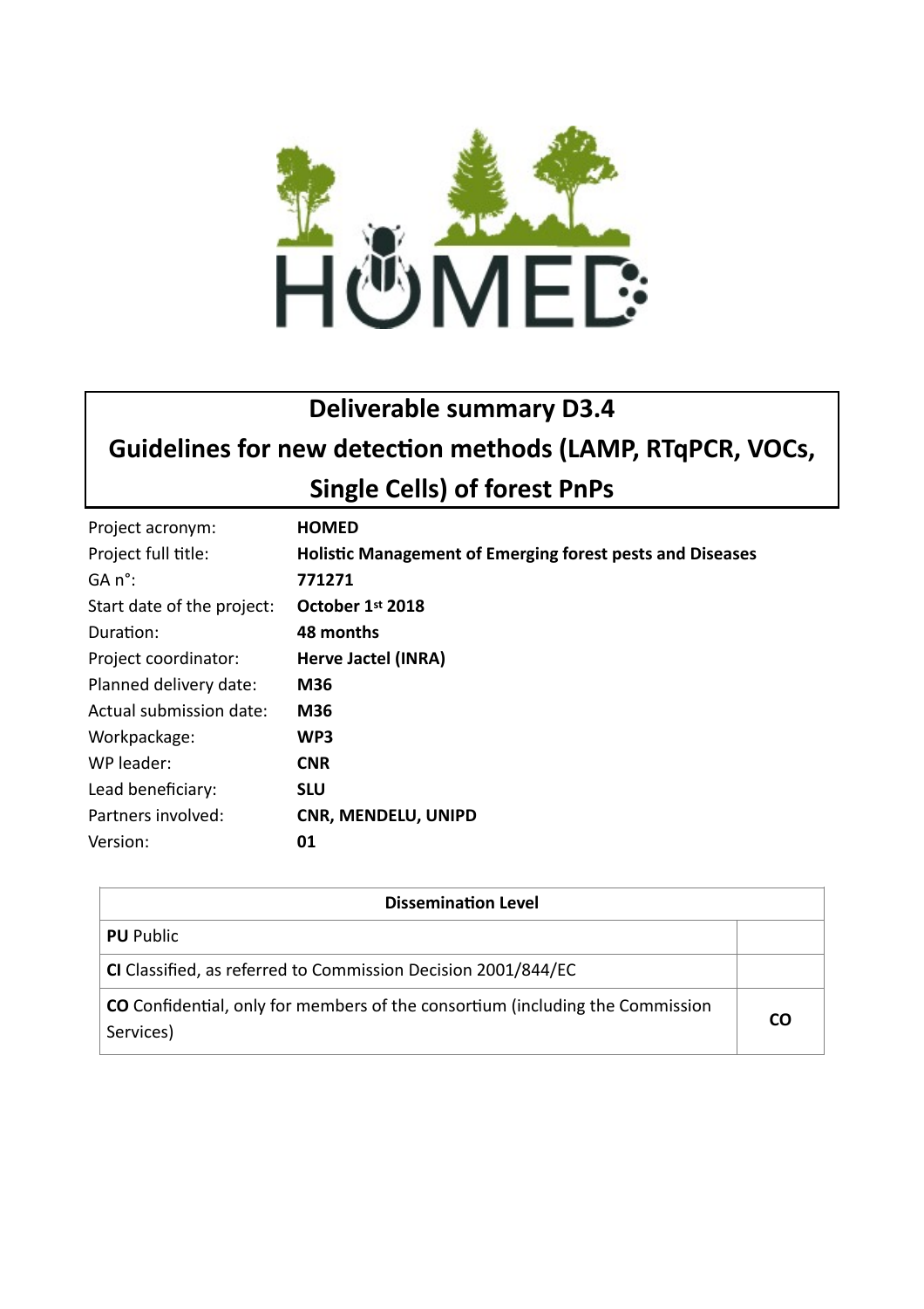# Deliverable summary D3.4

# Guidelines for new detection methods (LAMP, RTqPCR, VOCs, Single Cells) of forest PnPs

| | |
|---|---|
| Project acronym: | **HOMED** |
| Project full title: | **Holistic Management of Emerging forest pests and Diseases** |
| GA n°: | **771271** |
| Start date of the project: | **October 1st 2018** |
| Duration: | **48 months** |
| Project coordinator: | **Herve Jactel (INRA)** |
| Planned delivery date: | **M36** |
| Actual submission date: | **M36** |
| Workpackage: | **WP3** |
| WP leader: | **CNR** |
| Lead beneficiary: | **SLU** |
| Partners involved: | **CNR, MENDELU, UNIPD** |
| Version: | **01** |

| Dissemination Level | |
|---|---|
| **PU** Public | |
| **CI** Classified, as referred to Commission Decision 2001/844/EC | |
| **CO** Confidential, only for members of the consortium (including the Commission Services) | **CO** |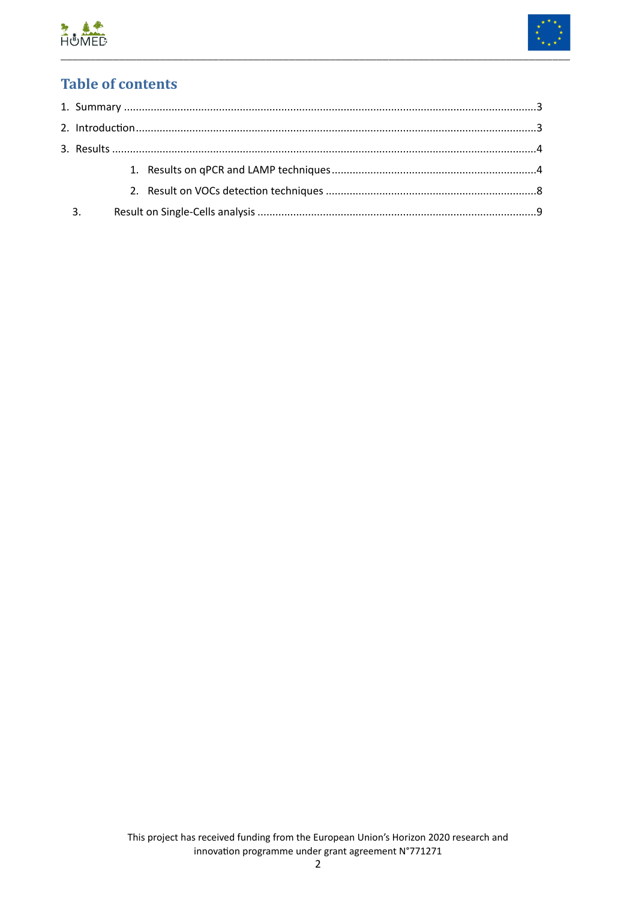## Table of contents

1. Summary ........................................................................................................................................3
2. Introduction....................................................................................................................................3
3. Results ............................................................................................................................................4
    1. Results on qPCR and LAMP techniques ....................................................................4
    2. Result on VOCs detection techniques .......................................................................8
    3. Result on Single-Cells analysis ..............................................................................................9

This project has received funding from the European Union's Horizon 2020 research and innovation programme under grant agreement N°771271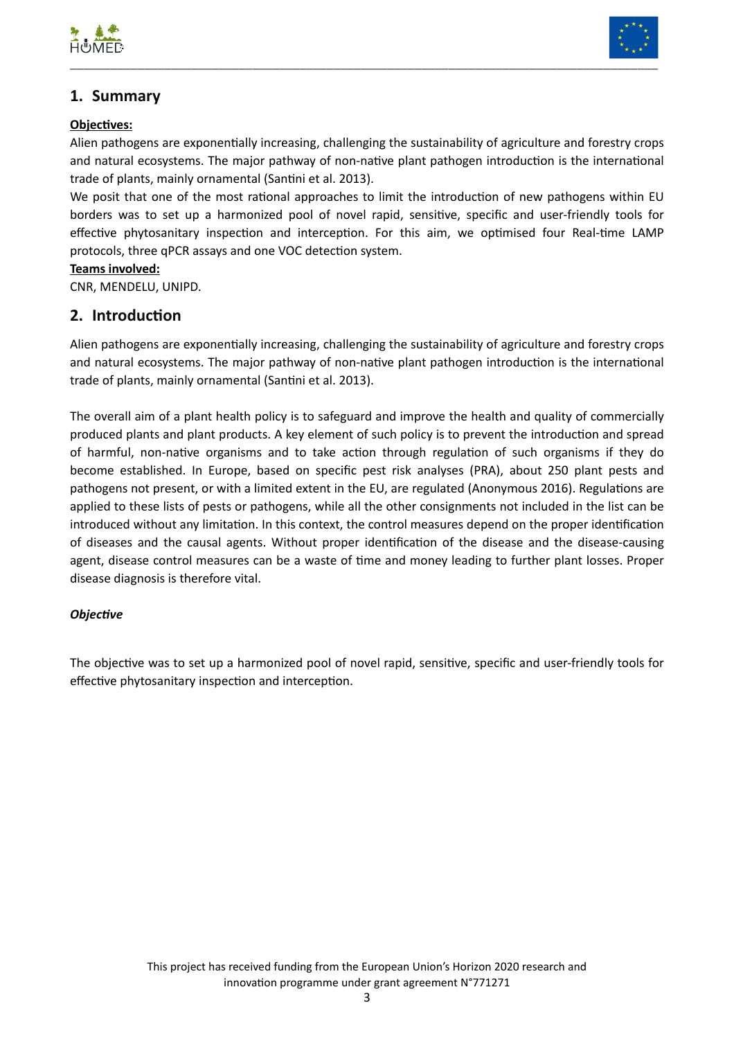## 1. Summary

**Objectives:**

Alien pathogens are exponentially increasing, challenging the sustainability of agriculture and forestry crops and natural ecosystems. The major pathway of non-native plant pathogen introduction is the international trade of plants, mainly ornamental (Santini et al. 2013).

We posit that one of the most rational approaches to limit the introduction of new pathogens within EU borders was to set up a harmonized pool of novel rapid, sensitive, specific and user-friendly tools for effective phytosanitary inspection and interception. For this aim, we optimised four Real-time LAMP protocols, three qPCR assays and one VOC detection system.

**Teams involved:**

CNR, MENDELU, UNIPD.

## 2. Introduction

Alien pathogens are exponentially increasing, challenging the sustainability of agriculture and forestry crops and natural ecosystems. The major pathway of non-native plant pathogen introduction is the international trade of plants, mainly ornamental (Santini et al. 2013).

The overall aim of a plant health policy is to safeguard and improve the health and quality of commercially produced plants and plant products. A key element of such policy is to prevent the introduction and spread of harmful, non-native organisms and to take action through regulation of such organisms if they do become established. In Europe, based on specific pest risk analyses (PRA), about 250 plant pests and pathogens not present, or with a limited extent in the EU, are regulated (Anonymous 2016). Regulations are applied to these lists of pests or pathogens, while all the other consignments not included in the list can be introduced without any limitation. In this context, the control measures depend on the proper identification of diseases and the causal agents. Without proper identification of the disease and the disease-causing agent, disease control measures can be a waste of time and money leading to further plant losses. Proper disease diagnosis is therefore vital.

***Objective***

The objective was to set up a harmonized pool of novel rapid, sensitive, specific and user-friendly tools for effective phytosanitary inspection and interception.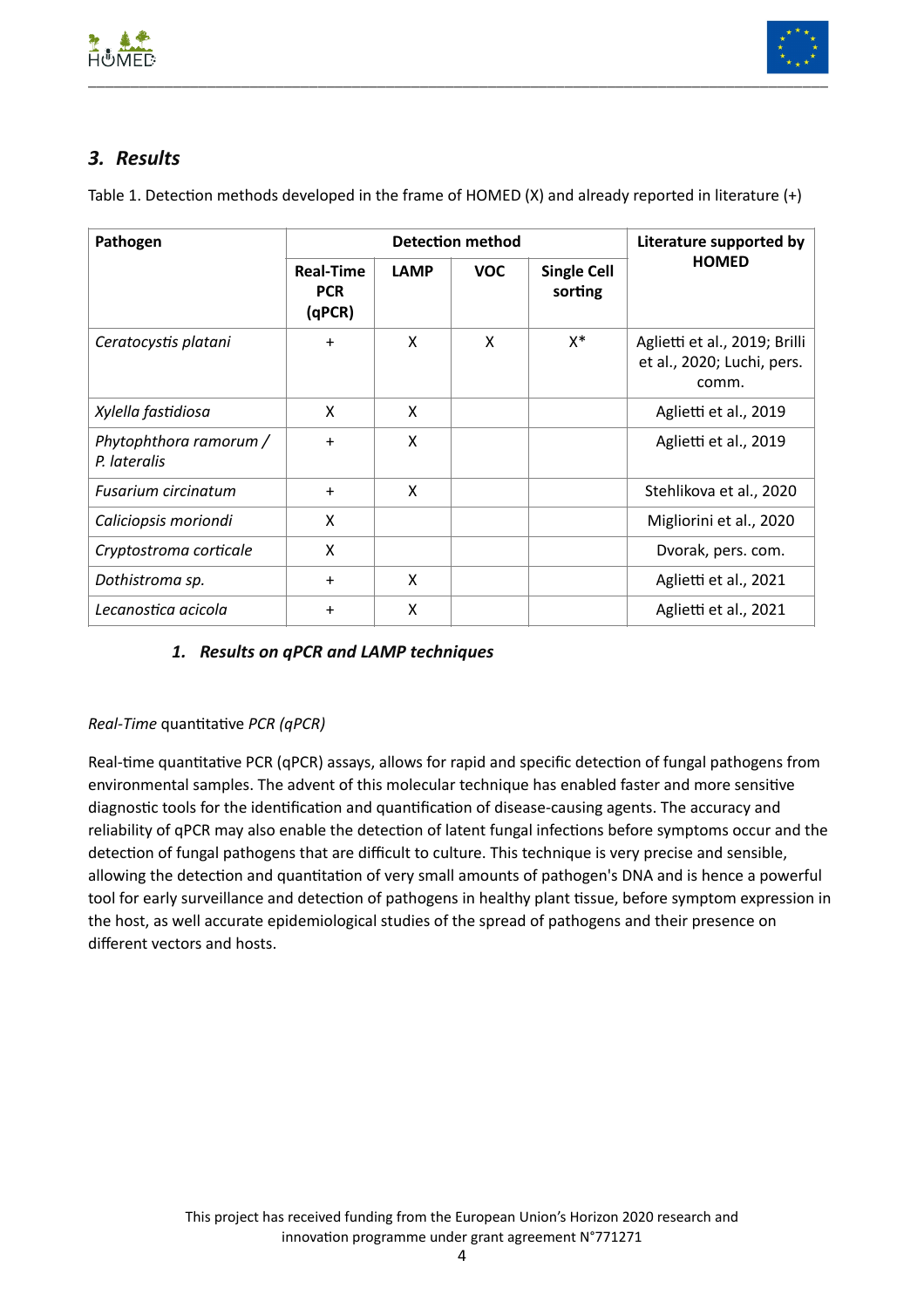## *3. Results*

Table 1. Detection methods developed in the frame of HOMED (X) and already reported in literature (+)

| Pathogen | Detection method | | | | Literature supported by HOMED |
|---|---|---|---|---|---|
| | Real-Time PCR (qPCR) | LAMP | VOC | Single Cell sorting | |
| *Ceratocystis platani* | + | X | X | X* | Aglietti et al., 2019; Brilli et al., 2020; Luchi, pers. comm. |
| *Xylella fastidiosa* | X | X | | | Aglietti et al., 2019 |
| *Phytophthora ramorum / P. lateralis* | + | X | | | Aglietti et al., 2019 |
| *Fusarium circinatum* | + | X | | | Stehlikova et al., 2020 |
| *Caliciopsis moriondi* | X | | | | Migliorini et al., 2020 |
| *Cryptostroma corticale* | X | | | | Dvorak, pers. com. |
| *Dothistroma sp.* | + | X | | | Aglietti et al., 2021 |
| *Lecanostica acicola* | + | X | | | Aglietti et al., 2021 |

### *1. Results on qPCR and LAMP techniques*

*Real-Time* quantitative *PCR (qPCR)*

Real-time quantitative PCR (qPCR) assays, allows for rapid and specific detection of fungal pathogens from environmental samples. The advent of this molecular technique has enabled faster and more sensitive diagnostic tools for the identification and quantification of disease-causing agents. The accuracy and reliability of qPCR may also enable the detection of latent fungal infections before symptoms occur and the detection of fungal pathogens that are difficult to culture. This technique is very precise and sensible, allowing the detection and quantitation of very small amounts of pathogen's DNA and is hence a powerful tool for early surveillance and detection of pathogens in healthy plant tissue, before symptom expression in the host, as well accurate epidemiological studies of the spread of pathogens and their presence on different vectors and hosts.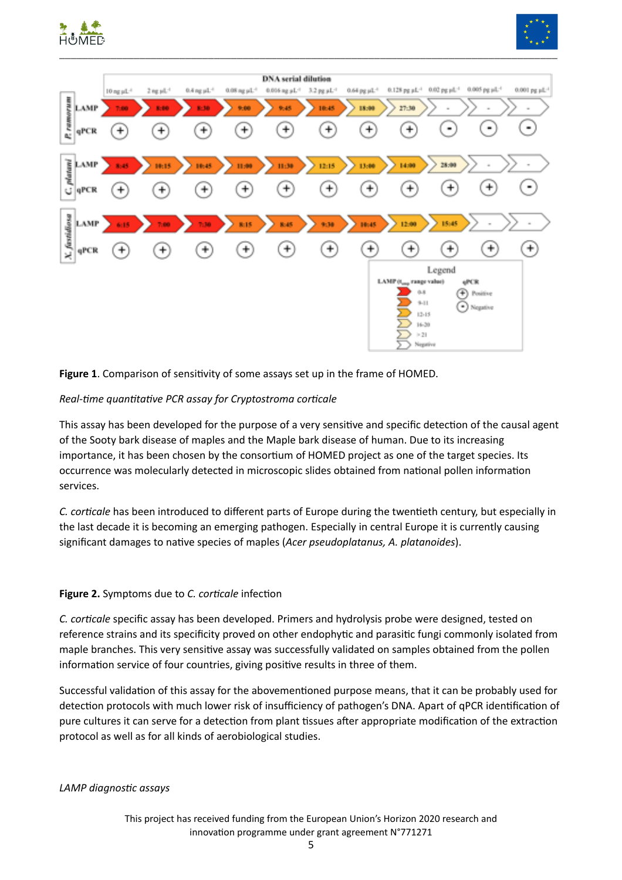| | | DNA serial dilution | | | | | | | | | | |
|---|---|---|---|---|---|---|---|---|---|---|---|---|
| | | 10 ng µL⁻¹ | 2 ng µL⁻¹ | 0.4 ng µL⁻¹ | 0.08 ng µL⁻¹ | 0.016 ng µL⁻¹ | 3.2 pg µL⁻¹ | 0.64 pg µL⁻¹ | 0.128 pg µL⁻¹ | 0.02 pg µL⁻¹ | 0.005 pg µL⁻¹ | 0.001 pg µL⁻¹ |
| *P. ramorum* | LAMP | 7:00 | 8:00 | 8:30 | 9:00 | 9:45 | 10:45 | 18:00 | 27:30 | - | - | - |
| | qPCR | + | + | + | + | + | + | + | + | - | - | - |
| *C. platani* | LAMP | 8:45 | 10:15 | 10:45 | 11:00 | 11:30 | 12:15 | 13:00 | 14:00 | 28:00 | - | - |
| | qPCR | + | + | + | + | + | + | + | + | + | + | - |
| *X. fastidiosa* | LAMP | 6:15 | 7:00 | 7:30 | 8:15 | 8:45 | 9:30 | 10:45 | 12:00 | 15:45 | - | - |
| | qPCR | + | + | + | + | + | + | + | + | + | + | + |

Legend: LAMP ($t_{amp}$ range value): 0-8; 9-11; 12-15; 16-20; >21; Negative. qPCR: (+) Positive; (-) Negative.

**Figure 1**. Comparison of sensitivity of some assays set up in the frame of HOMED.

*Real-time quantitative PCR assay for Cryptostroma corticale*

This assay has been developed for the purpose of a very sensitive and specific detection of the causal agent of the Sooty bark disease of maples and the Maple bark disease of human. Due to its increasing importance, it has been chosen by the consortium of HOMED project as one of the target species. Its occurrence was molecularly detected in microscopic slides obtained from national pollen information services.

*C. corticale* has been introduced to different parts of Europe during the twentieth century, but especially in the last decade it is becoming an emerging pathogen. Especially in central Europe it is currently causing significant damages to native species of maples (*Acer pseudoplatanus, A. platanoides*).

**Figure 2.** Symptoms due to *C. corticale* infection

*C. corticale* specific assay has been developed. Primers and hydrolysis probe were designed, tested on reference strains and its specificity proved on other endophytic and parasitic fungi commonly isolated from maple branches. This very sensitive assay was successfully validated on samples obtained from the pollen information service of four countries, giving positive results in three of them.

Successful validation of this assay for the abovementioned purpose means, that it can be probably used for detection protocols with much lower risk of insufficiency of pathogen's DNA. Apart of qPCR identification of pure cultures it can serve for a detection from plant tissues after appropriate modification of the extraction protocol as well as for all kinds of aerobiological studies.

*LAMP diagnostic assays*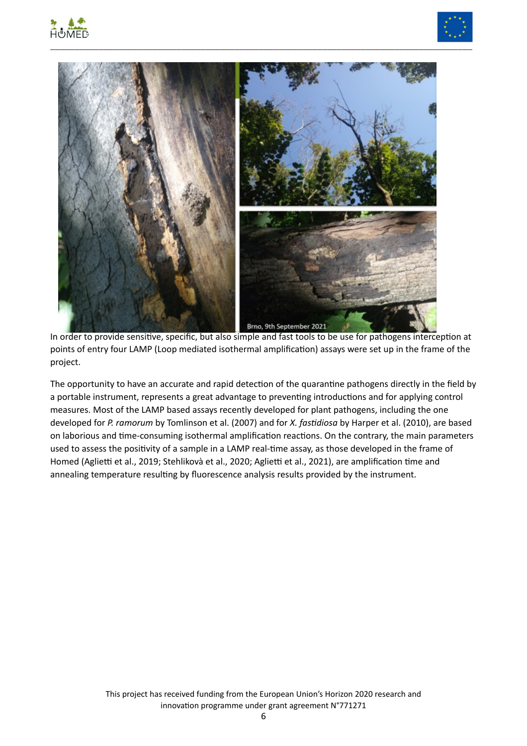Brno, 9th September 2021

In order to provide sensitive, specific, but also simple and fast tools to be use for pathogens interception at points of entry four LAMP (Loop mediated isothermal amplification) assays were set up in the frame of the project.

The opportunity to have an accurate and rapid detection of the quarantine pathogens directly in the field by a portable instrument, represents a great advantage to preventing introductions and for applying control measures. Most of the LAMP based assays recently developed for plant pathogens, including the one developed for *P. ramorum* by Tomlinson et al. (2007) and for *X. fastidiosa* by Harper et al. (2010), are based on laborious and time-consuming isothermal amplification reactions. On the contrary, the main parameters used to assess the positivity of a sample in a LAMP real-time assay, as those developed in the frame of Homed (Aglietti et al., 2019; Stehlikovà et al., 2020; Aglietti et al., 2021), are amplification time and annealing temperature resulting by fluorescence analysis results provided by the instrument.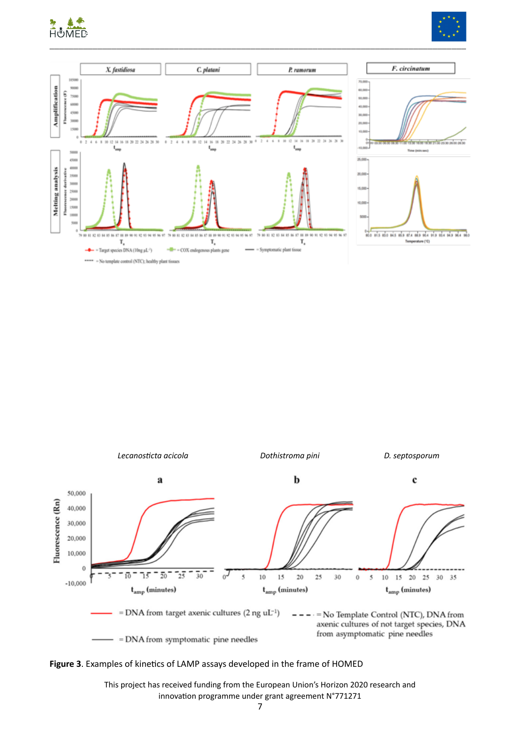**Figure 3**. Examples of kinetics of LAMP assays developed in the frame of HOMED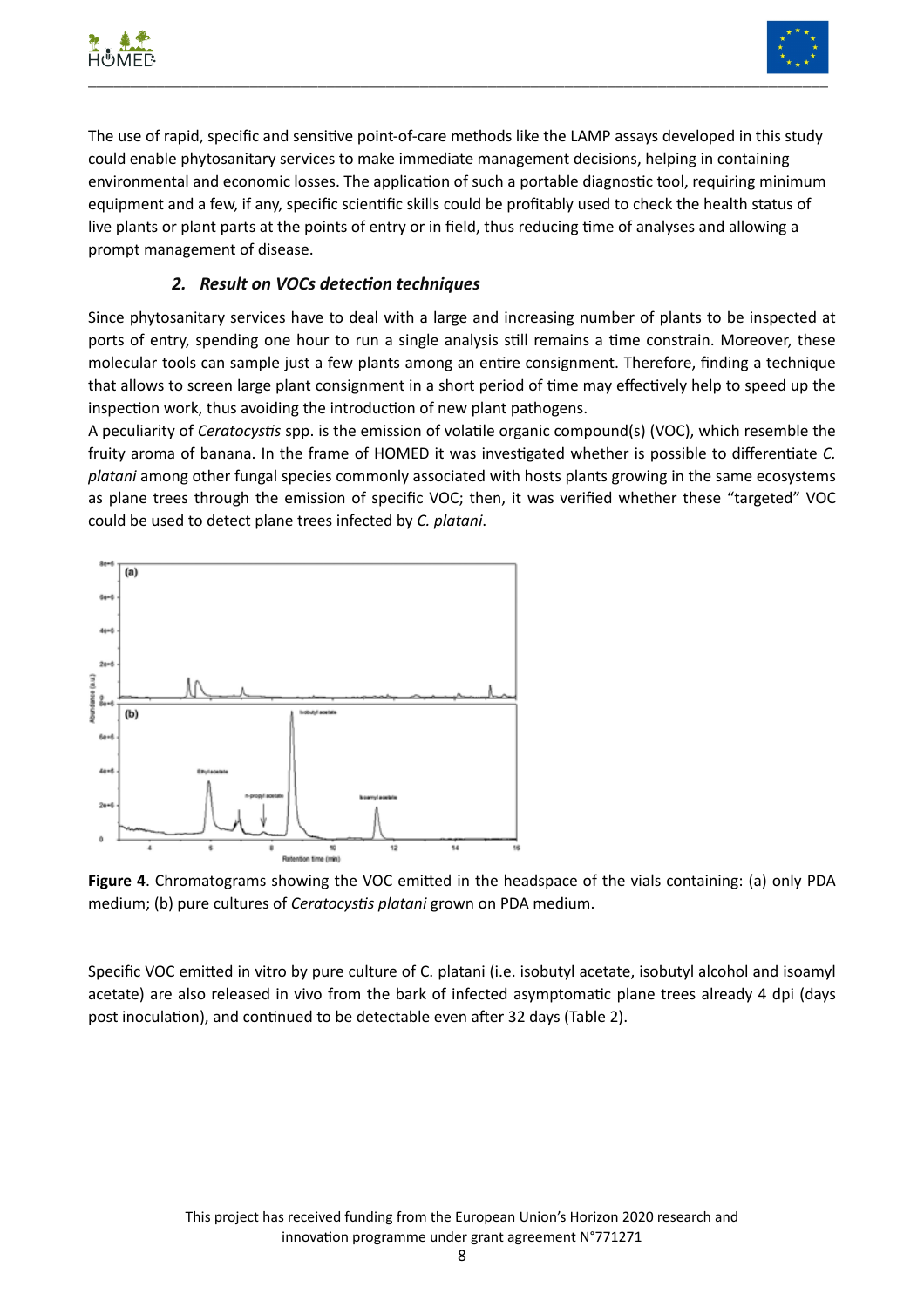The use of rapid, specific and sensitive point-of-care methods like the LAMP assays developed in this study could enable phytosanitary services to make immediate management decisions, helping in containing environmental and economic losses. The application of such a portable diagnostic tool, requiring minimum equipment and a few, if any, specific scientific skills could be profitably used to check the health status of live plants or plant parts at the points of entry or in field, thus reducing time of analyses and allowing a prompt management of disease.

### 2. *Result on VOCs detection techniques*

Since phytosanitary services have to deal with a large and increasing number of plants to be inspected at ports of entry, spending one hour to run a single analysis still remains a time constrain. Moreover, these molecular tools can sample just a few plants among an entire consignment. Therefore, finding a technique that allows to screen large plant consignment in a short period of time may effectively help to speed up the inspection work, thus avoiding the introduction of new plant pathogens.

A peculiarity of *Ceratocystis* spp. is the emission of volatile organic compound(s) (VOC), which resemble the fruity aroma of banana. In the frame of HOMED it was investigated whether is possible to differentiate *C. platani* among other fungal species commonly associated with hosts plants growing in the same ecosystems as plane trees through the emission of specific VOC; then, it was verified whether these "targeted" VOC could be used to detect plane trees infected by *C. platani*.

**Figure 4**. Chromatograms showing the VOC emitted in the headspace of the vials containing: (a) only PDA medium; (b) pure cultures of *Ceratocystis platani* grown on PDA medium.

Specific VOC emitted in vitro by pure culture of C. platani (i.e. isobutyl acetate, isobutyl alcohol and isoamyl acetate) are also released in vivo from the bark of infected asymptomatic plane trees already 4 dpi (days post inoculation), and continued to be detectable even after 32 days (Table 2).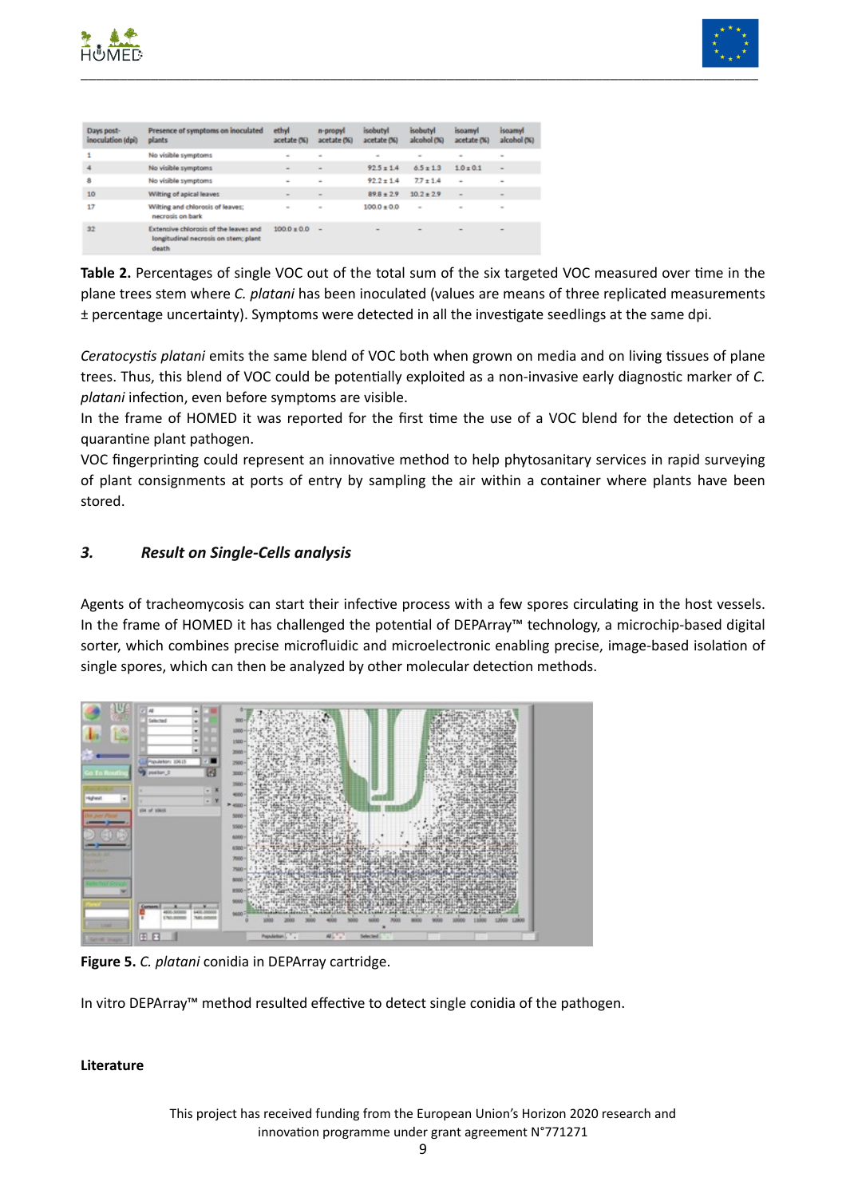| Days post-inoculation (dpi) | Presence of symptoms on inoculated plants | ethyl acetate (%) | n-propyl acetate (%) | isobutyl acetate (%) | isobutyl alcohol (%) | isoamyl acetate (%) | isoamyl alcohol (%) |
|---|---|---|---|---|---|---|---|
| 1 | No visible symptoms | - | - | - | - | - | - |
| 4 | No visible symptoms | - | - | 92.5 ± 1.4 | 6.5 ± 1.3 | 1.0 ± 0.1 | - |
| 8 | No visible symptoms | - | - | 92.2 ± 1.4 | 7.7 ± 1.4 | - | - |
| 10 | Wilting of apical leaves | - | - | 89.8 ± 2.9 | 10.2 ± 2.9 | - | - |
| 17 | Wilting and chlorosis of leaves; necrosis on bark | - | - | 100.0 ± 0.0 | - | - | - |
| 32 | Extensive chlorosis of the leaves and longitudinal necrosis on stem; plant death | 100.0 ± 0.0 | - | - | - | - | - |

**Table 2.** Percentages of single VOC out of the total sum of the six targeted VOC measured over time in the plane trees stem where *C. platani* has been inoculated (values are means of three replicated measurements ± percentage uncertainty). Symptoms were detected in all the investigate seedlings at the same dpi.

*Ceratocystis platani* emits the same blend of VOC both when grown on media and on living tissues of plane trees. Thus, this blend of VOC could be potentially exploited as a non-invasive early diagnostic marker of *C. platani* infection, even before symptoms are visible.

In the frame of HOMED it was reported for the first time the use of a VOC blend for the detection of a quarantine plant pathogen.

VOC fingerprinting could represent an innovative method to help phytosanitary services in rapid surveying of plant consignments at ports of entry by sampling the air within a container where plants have been stored.

### *3. Result on Single-Cells analysis*

Agents of tracheomycosis can start their infective process with a few spores circulating in the host vessels. In the frame of HOMED it has challenged the potential of DEPArray™ technology, a microchip-based digital sorter, which combines precise microfluidic and microelectronic enabling precise, image-based isolation of single spores, which can then be analyzed by other molecular detection methods.

**Figure 5.** *C. platani* conidia in DEPArray cartridge.

In vitro DEPArray™ method resulted effective to detect single conidia of the pathogen.

**Literature**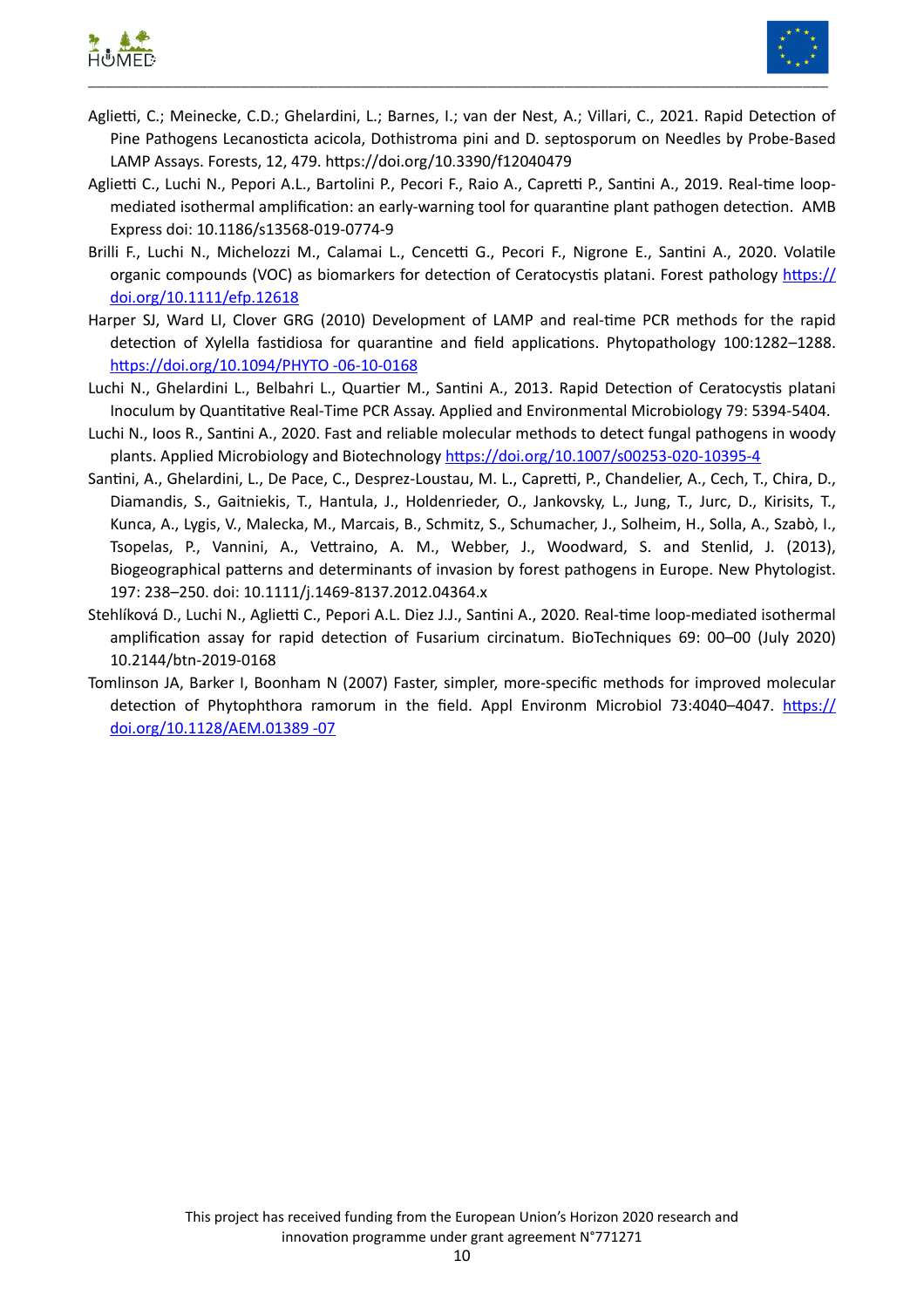Aglietti, C.; Meinecke, C.D.; Ghelardini, L.; Barnes, I.; van der Nest, A.; Villari, C., 2021. Rapid Detection of Pine Pathogens Lecanosticta acicola, Dothistroma pini and D. septosporum on Needles by Probe-Based LAMP Assays. Forests, 12, 479. https://doi.org/10.3390/f12040479

Aglietti C., Luchi N., Pepori A.L., Bartolini P., Pecori F., Raio A., Capretti P., Santini A., 2019. Real-time loop-mediated isothermal amplification: an early-warning tool for quarantine plant pathogen detection. AMB Express doi: 10.1186/s13568-019-0774-9

Brilli F., Luchi N., Michelozzi M., Calamai L., Cencetti G., Pecori F., Nigrone E., Santini A., 2020. Volatile organic compounds (VOC) as biomarkers for detection of Ceratocystis platani. Forest pathology https://doi.org/10.1111/efp.12618

Harper SJ, Ward LI, Clover GRG (2010) Development of LAMP and real-time PCR methods for the rapid detection of Xylella fastidiosa for quarantine and field applications. Phytopathology 100:1282–1288. https://doi.org/10.1094/PHYTO -06-10-0168

Luchi N., Ghelardini L., Belbahri L., Quartier M., Santini A., 2013. Rapid Detection of Ceratocystis platani Inoculum by Quantitative Real-Time PCR Assay. Applied and Environmental Microbiology 79: 5394-5404.

Luchi N., Ioos R., Santini A., 2020. Fast and reliable molecular methods to detect fungal pathogens in woody plants. Applied Microbiology and Biotechnology https://doi.org/10.1007/s00253-020-10395-4

Santini, A., Ghelardini, L., De Pace, C., Desprez-Loustau, M. L., Capretti, P., Chandelier, A., Cech, T., Chira, D., Diamandis, S., Gaitniekis, T., Hantula, J., Holdenrieder, O., Jankovsky, L., Jung, T., Jurc, D., Kirisits, T., Kunca, A., Lygis, V., Malecka, M., Marcais, B., Schmitz, S., Schumacher, J., Solheim, H., Solla, A., Szabò, I., Tsopelas, P., Vannini, A., Vettraino, A. M., Webber, J., Woodward, S. and Stenlid, J. (2013), Biogeographical patterns and determinants of invasion by forest pathogens in Europe. New Phytologist. 197: 238–250. doi: 10.1111/j.1469-8137.2012.04364.x

Stehlíková D., Luchi N., Aglietti C., Pepori A.L. Diez J.J., Santini A., 2020. Real-time loop-mediated isothermal amplification assay for rapid detection of Fusarium circinatum. BioTechniques 69: 00–00 (July 2020) 10.2144/btn-2019-0168

Tomlinson JA, Barker I, Boonham N (2007) Faster, simpler, more-specific methods for improved molecular detection of Phytophthora ramorum in the field. Appl Environm Microbiol 73:4040–4047. https://doi.org/10.1128/AEM.01389 -07

This project has received funding from the European Union's Horizon 2020 research and innovation programme under grant agreement N°771271